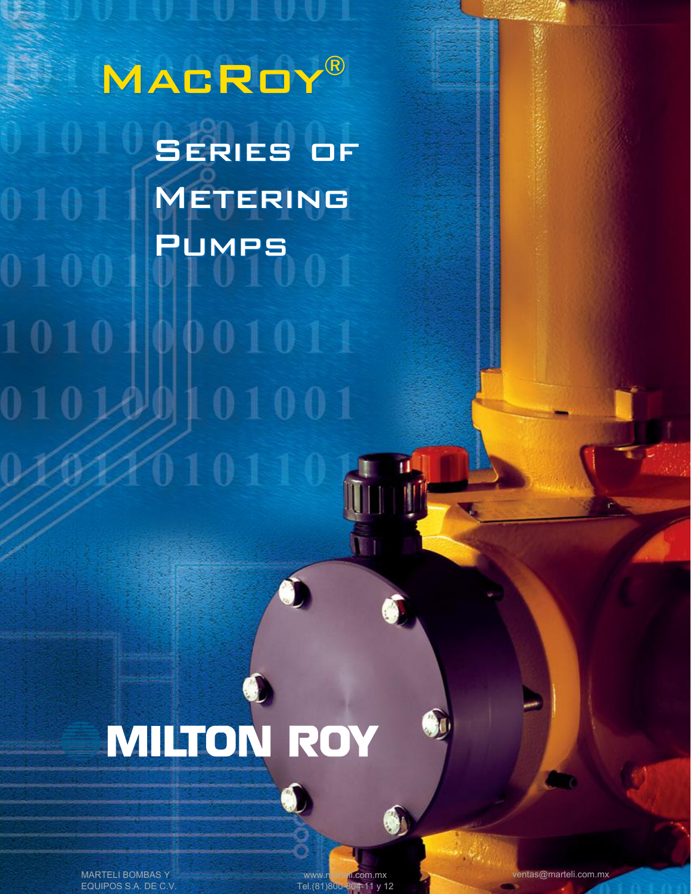# MACROY®

## SERIES OF METERING PUMPS

MILTON ROY

MARTELI BOMBAS Y EQUIPOS S.A. DE C.V.

www.marteli.com.mx
Tel.(81)800-804-11 y 12

ventas@marteli.com.mx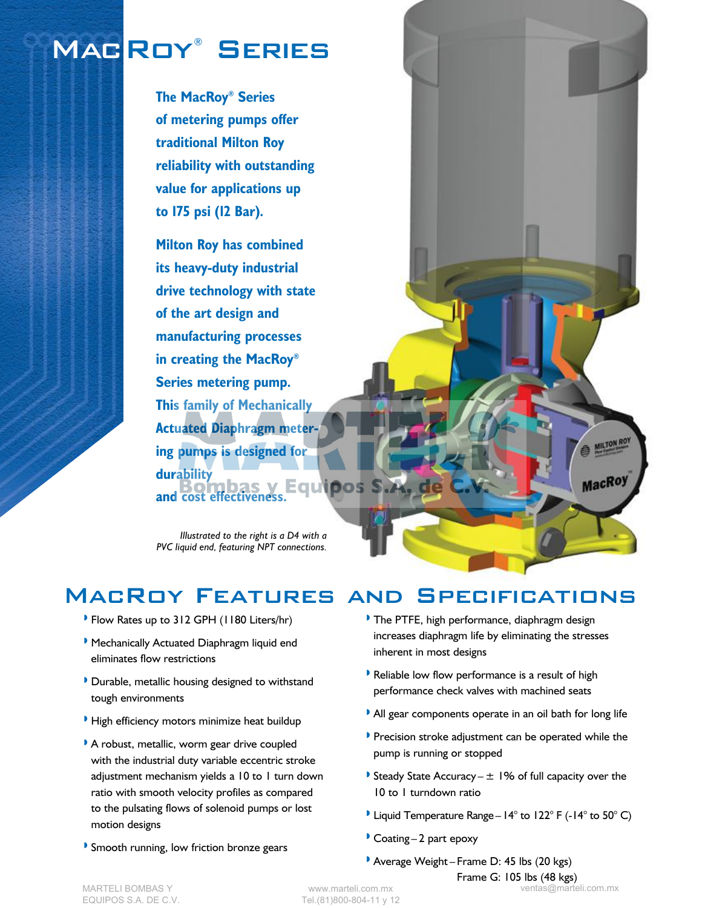# MacRoy® Series

**The MacRoy® Series of metering pumps offer traditional Milton Roy reliability with outstanding value for applications up to 175 psi (12 Bar).**

**Milton Roy has combined its heavy-duty industrial drive technology with state of the art design and manufacturing processes in creating the MacRoy® Series metering pump. This family of Mechanically Actuated Diaphragm metering pumps is designed for durability and cost effectiveness.**

*Illustrated to the right is a D4 with a PVC liquid end, featuring NPT connections.*

## MacRoy Features and Specifications

- Flow Rates up to 312 GPH (1180 Liters/hr)
- Mechanically Actuated Diaphragm liquid end eliminates flow restrictions
- Durable, metallic housing designed to withstand tough environments
- High efficiency motors minimize heat buildup
- A robust, metallic, worm gear drive coupled with the industrial duty variable eccentric stroke adjustment mechanism yields a 10 to 1 turn down ratio with smooth velocity profiles as compared to the pulsating flows of solenoid pumps or lost motion designs
- Smooth running, low friction bronze gears
- The PTFE, high performance, diaphragm design increases diaphragm life by eliminating the stresses inherent in most designs
- Reliable low flow performance is a result of high performance check valves with machined seats
- All gear components operate in an oil bath for long life
- Precision stroke adjustment can be operated while the pump is running or stopped
- Steady State Accuracy – ± 1% of full capacity over the 10 to 1 turndown ratio
- Liquid Temperature Range – 14° to 122° F (-14° to 50° C)
- Coating – 2 part epoxy
- Average Weight – Frame D: 45 lbs (20 kgs)
  Frame G: 105 lbs (48 kgs)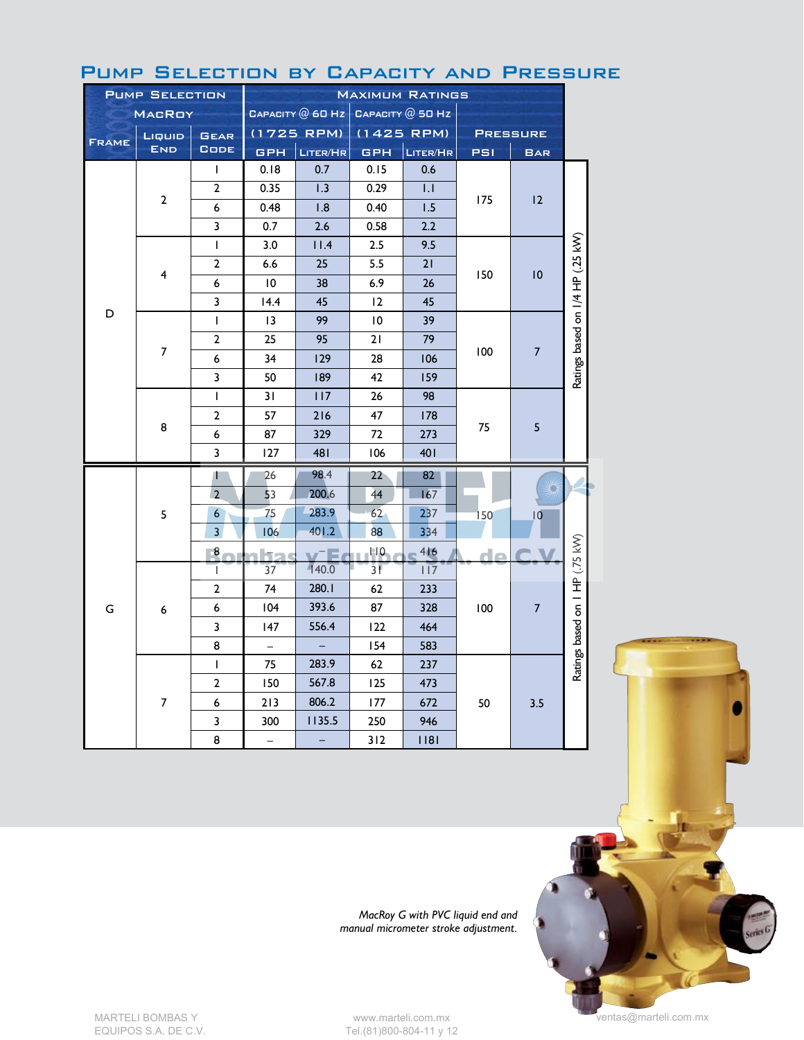# Pump Selection by Capacity and Pressure

| Pump Selection | | | Maximum Ratings | | | | | | |
|---|---|---|---|---|---|---|---|---|---|
| MacRoy | | | Capacity @ 60 Hz (1725 RPM) | | Capacity @ 50 Hz (1425 RPM) | | Pressure | | |
| Frame | Liquid End | Gear Code | GPH | Liter/Hr | GPH | Liter/Hr | PSI | Bar | |
| D | 2 | 1 | 0.18 | 0.7 | 0.15 | 0.6 | 175 | 12 | Ratings based on 1/4 HP (.25 kW) |
| | | 2 | 0.35 | 1.3 | 0.29 | 1.1 | | | |
| | | 6 | 0.48 | 1.8 | 0.40 | 1.5 | | | |
| | | 3 | 0.7 | 2.6 | 0.58 | 2.2 | | | |
| | 4 | 1 | 3.0 | 11.4 | 2.5 | 9.5 | 150 | 10 | |
| | | 2 | 6.6 | 25 | 5.5 | 21 | | | |
| | | 6 | 10 | 38 | 6.9 | 26 | | | |
| | | 3 | 14.4 | 45 | 12 | 45 | | | |
| | 7 | 1 | 13 | 99 | 10 | 39 | 100 | 7 | |
| | | 2 | 25 | 95 | 21 | 79 | | | |
| | | 6 | 34 | 129 | 28 | 106 | | | |
| | | 3 | 50 | 189 | 42 | 159 | | | |
| | 8 | 1 | 31 | 117 | 26 | 98 | 75 | 5 | |
| | | 2 | 57 | 216 | 47 | 178 | | | |
| | | 6 | 87 | 329 | 72 | 273 | | | |
| | | 3 | 127 | 481 | 106 | 401 | | | |
| G | 5 | 1 | 26 | 98.4 | 22 | 82 | 150 | 10 | Ratings based on 1 HP (.75 kW) |
| | | 2 | 53 | 200.6 | 44 | 167 | | | |
| | | 6 | 75 | 283.9 | 62 | 237 | | | |
| | | 3 | 106 | 401.2 | 88 | 334 | | | |
| | | 8 | – | – | 110 | 416 | | | |
| | 6 | 1 | 37 | 140.0 | 31 | 117 | 100 | 7 | |
| | | 2 | 74 | 280.1 | 62 | 233 | | | |
| | | 6 | 104 | 393.6 | 87 | 328 | | | |
| | | 3 | 147 | 556.4 | 122 | 464 | | | |
| | | 8 | – | – | 154 | 583 | | | |
| | 7 | 1 | 75 | 283.9 | 62 | 237 | 50 | 3.5 | |
| | | 2 | 150 | 567.8 | 125 | 473 | | | |
| | | 6 | 213 | 806.2 | 177 | 672 | | | |
| | | 3 | 300 | 1135.5 | 250 | 946 | | | |
| | | 8 | – | – | 312 | 1181 | | | |

*MacRoy G with PVC liquid end and manual micrometer stroke adjustment.*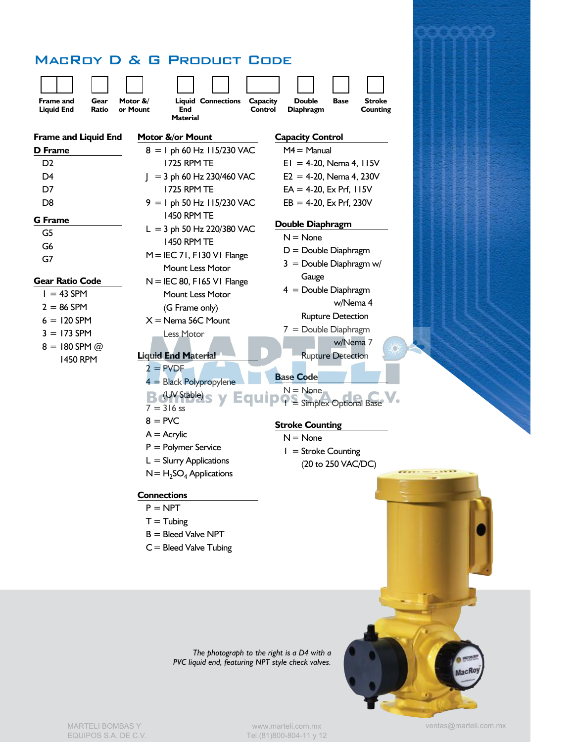# MacRoy D & G Product Code

| Frame and Liquid End | Gear Ratio | Motor &/ or Mount | Liquid End Material | Connections | Capacity Control | Double Diaphragm | Base | Stroke Counting |
|---|---|---|---|---|---|---|---|---|

## Frame and Liquid End

**D Frame**

- D2
- D4
- D7
- D8

**G Frame**

- G5
- G6
- G7

## Gear Ratio Code

- 1 = 43 SPM
- 2 = 86 SPM
- 6 = 120 SPM
- 3 = 173 SPM
- 8 = 180 SPM @ 1450 RPM

## Motor &/or Mount

- 8 = 1 ph 60 Hz 115/230 VAC 1725 RPM TE
- J = 3 ph 60 Hz 230/460 VAC 1725 RPM TE
- 9 = 1 ph 50 Hz 115/230 VAC 1450 RPM TE
- L = 3 ph 50 Hz 220/380 VAC 1450 RPM TE
- M = IEC 71, F130 V1 Flange Mount Less Motor
- N = IEC 80, F165 V1 Flange Mount Less Motor (G Frame only)
- X = Nema 56C Mount Less Motor

## Liquid End Material

- 2 = PVDF
- 4 = Black Polypropylene (UV Stable)
- 7 = 316 ss
- 8 = PVC
- A = Acrylic
- P = Polymer Service
- L = Slurry Applications
- N = $H_2SO_4$ Applications

## Connections

- P = NPT
- T = Tubing
- B = Bleed Valve NPT
- C = Bleed Valve Tubing

## Capacity Control

- M4 = Manual
- E1 = 4-20, Nema 4, 115V
- E2 = 4-20, Nema 4, 230V
- EA = 4-20, Ex Prf, 115V
- EB = 4-20, Ex Prf, 230V

## Double Diaphragm

- N = None
- D = Double Diaphragm
- 3 = Double Diaphragm w/ Gauge
- 4 = Double Diaphragm w/Nema 4 Rupture Detection
- 7 = Double Diaphragm w/Nema 7 Rupture Detection

## Base Code

- N = None
- 1 = Simplex Optional Base

## Stroke Counting

- N = None
- 1 = Stroke Counting (20 to 250 VAC/DC)

*The photograph to the right is a D4 with a PVC liquid end, featuring NPT style check valves.*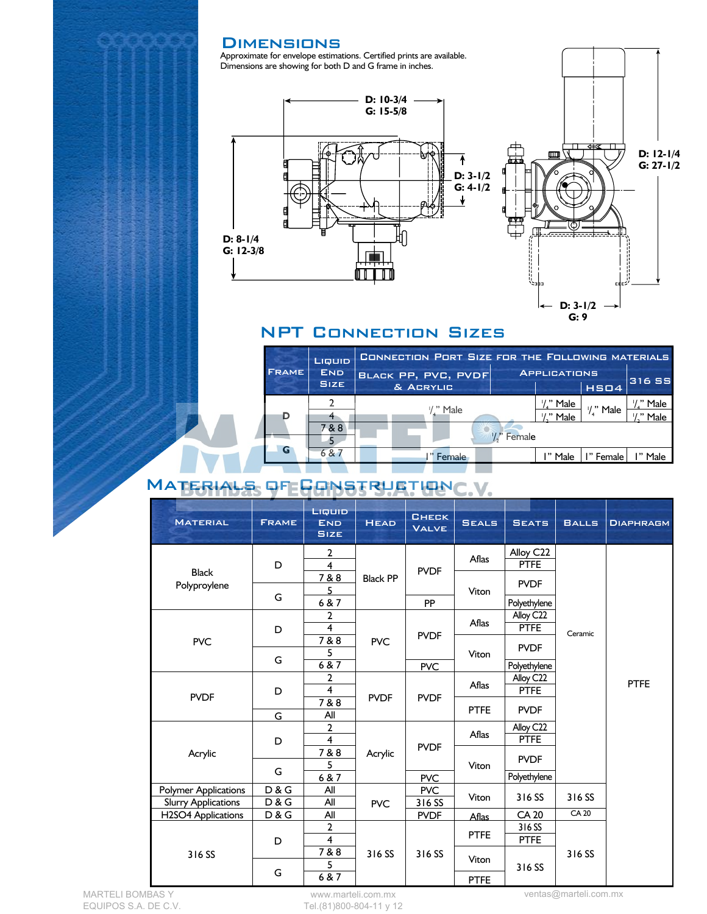## Dimensions

Approximate for envelope estimations. Certified prints are available.
Dimensions are showing for both D and G frame in inches.

D: 10-3/4
G: 15-5/8

D: 3-1/2
G: 4-1/2

D: 8-1/4
G: 12-3/8

D: 12-1/4
G: 27-1/2

D: 3-1/2
G: 9

## NPT Connection Sizes

| Frame | Liquid End Size | Connection Port Size for the Following Materials | | | |
|---|---|---|---|---|---|
| | | Black PP, PVC, PVDF & Acrylic | Applications | | 316 SS |
| | | | | H2SO4 | |
| D | 2 | 1/4" Male | 1/4" Male | 1/4" Male | 1/4" Male |
| | 4 | | 1/2" Male | | 1/2" Male |
| | 7 & 8 | 1/2" Female | | | |
| G | 5 | | | | |
| | 6 & 7 | 1" Female | 1" Male | 1" Female | 1" Male |

## Materials of Construction

| Material | Frame | Liquid End Size | Head | Check Valve | Seals | Seats | Balls | Diaphragm |
|---|---|---|---|---|---|---|---|---|
| Black Polyproylene | D | 2 | Black PP | PVDF | Aflas | Alloy C22 | Ceramic | PTFE |
| | | 4 | | | | PTFE | | |
| | | 7 & 8 | | | Viton | PVDF | | |
| | G | 5 | | | | | | |
| | | 6 & 7 | | PP | | Polyethylene | | |
| PVC | D | 2 | PVC | PVDF | Aflas | Alloy C22 | | |
| | | 4 | | | | PTFE | | |
| | | 7 & 8 | | | Viton | PVDF | | |
| | G | 5 | | | | | | |
| | | 6 & 7 | | PVC | | Polyethylene | | |
| PVDF | D | 2 | PVDF | PVDF | Aflas | Alloy C22 | | |
| | | 4 | | | | PTFE | | |
| | | 7 & 8 | | | PTFE | PVDF | | |
| | G | All | | | | | | |
| Acrylic | D | 2 | Acrylic | PVDF | Aflas | Alloy C22 | | |
| | | 4 | | | | PTFE | | |
| | | 7 & 8 | | | Viton | PVDF | | |
| | G | 5 | | | | | | |
| | | 6 & 7 | | PVC | | Polyethylene | | |
| Polymer Applications | D & G | All | PVC | PVC | Viton | 316 SS | 316 SS | |
| Slurry Applications | D & G | All | | 316 SS | | | | |
| H2SO4 Applications | D & G | All | | PVDF | Aflas | CA 20 | CA 20 | |
| 316 SS | D | 2 | 316 SS | 316 SS | PTFE | 316 SS | 316 SS | |
| | | 4 | | | | PTFE | | |
| | | 7 & 8 | | | Viton | 316 SS | | |
| | G | 5 | | | | | | |
| | | 6 & 7 | | | PTFE | | | |

MARTELI BOMBAS Y EQUIPOS S.A. DE C.V. www.marteli.com.mx Tel.(81)800-804-11 y 12 ventas@marteli.com.mx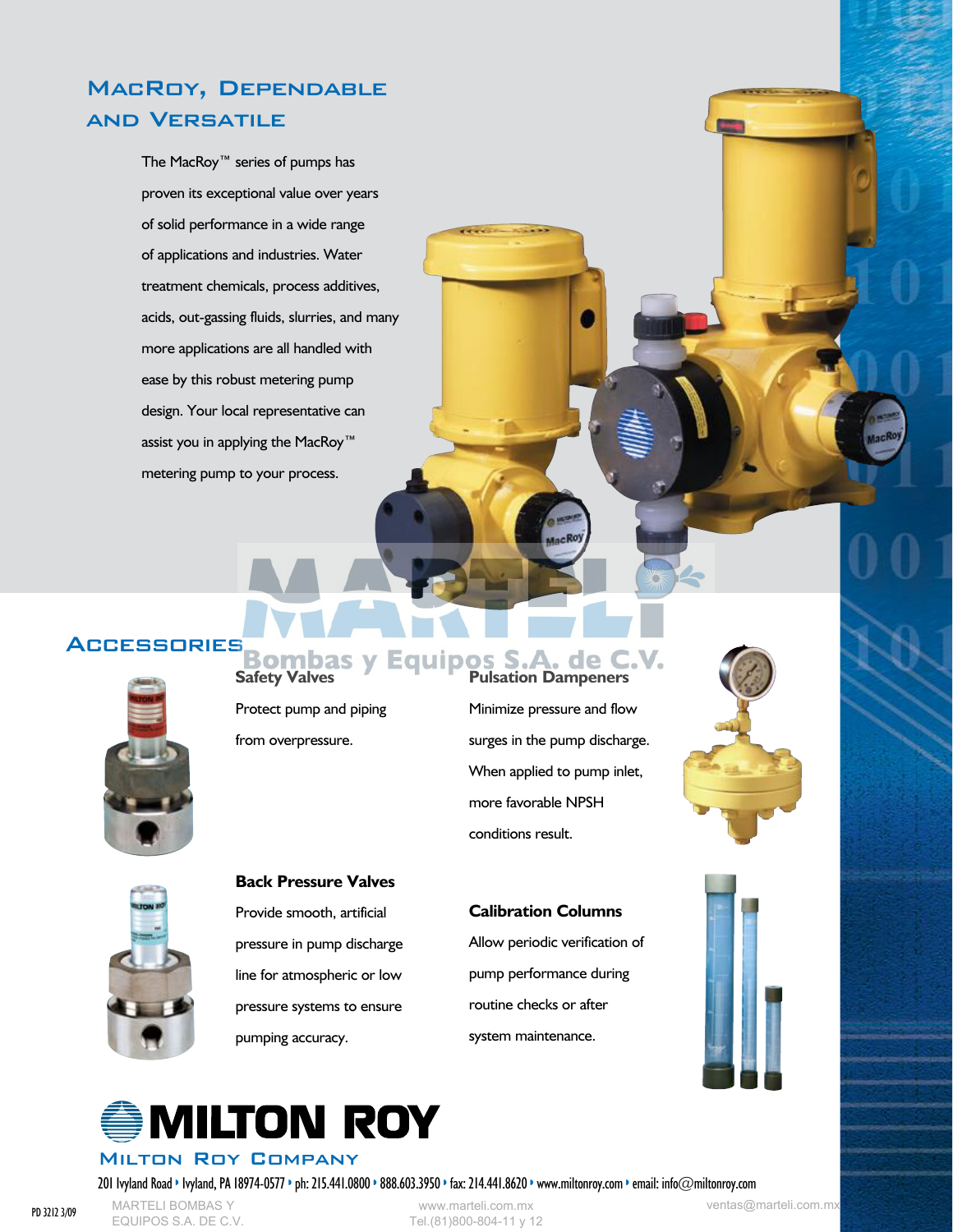## MacRoy, Dependable and Versatile

The MacRoy™ series of pumps has proven its exceptional value over years of solid performance in a wide range of applications and industries. Water treatment chemicals, process additives, acids, out-gassing fluids, slurries, and many more applications are all handled with ease by this robust metering pump design. Your local representative can assist you in applying the MacRoy™ metering pump to your process.

## Accessories

**Safety Valves**

Protect pump and piping from overpressure.

**Pulsation Dampeners**

Minimize pressure and flow surges in the pump discharge. When applied to pump inlet, more favorable NPSH conditions result.

**Back Pressure Valves**

Provide smooth, artificial pressure in pump discharge line for atmospheric or low pressure systems to ensure pumping accuracy.

**Calibration Columns**

Allow periodic verification of pump performance during routine checks or after system maintenance.

**MILTON ROY**

Milton Roy Company

201 Ivyland Road • Ivyland, PA 18974-0577 • ph: 215.441.0800 • 888.603.3950 • fax: 214.441.8620 • www.miltonroy.com • email: info@miltonroy.com

PD 3212 3/09